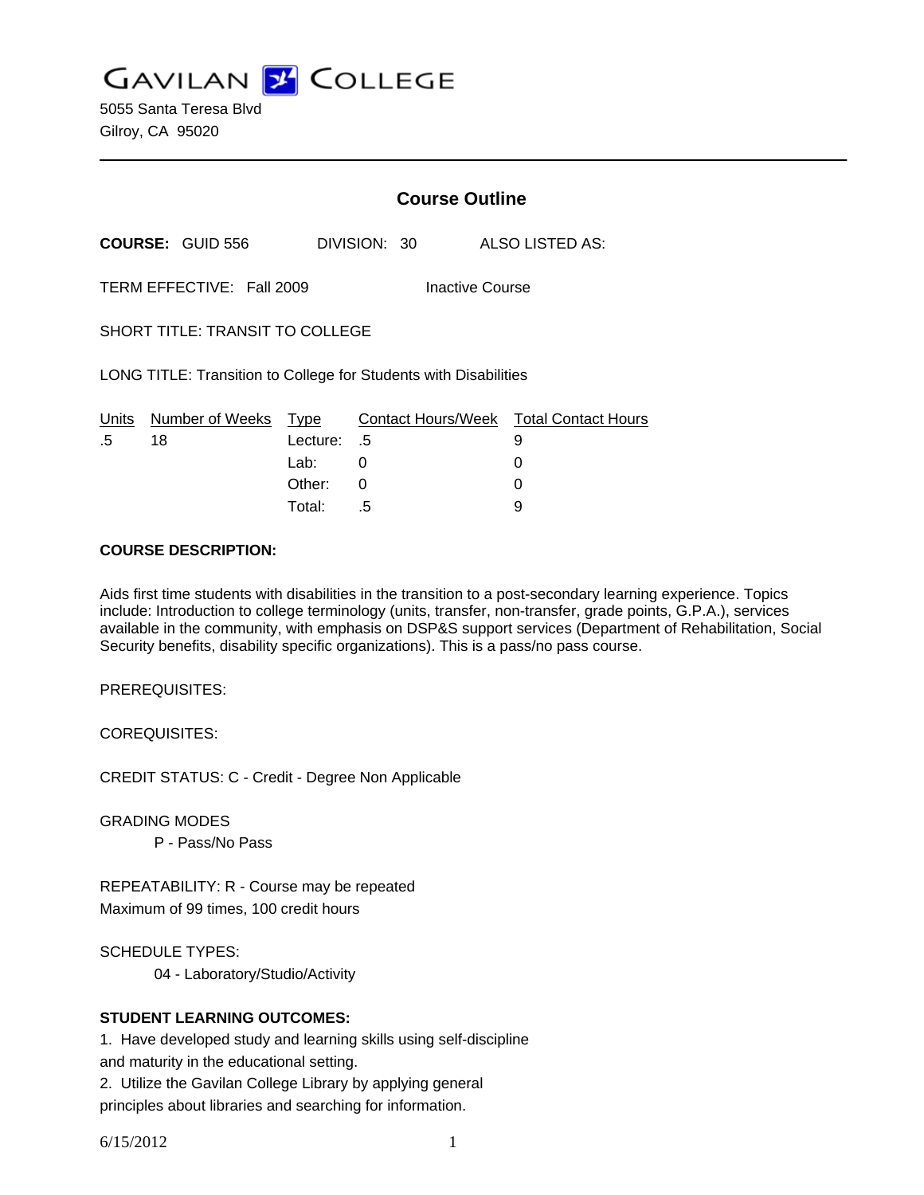# GAVILAN COLLEGE

5055 Santa Teresa Blvd
Gilroy, CA 95020

---

## Course Outline

**COURSE:** GUID 556 DIVISION: 30 ALSO LISTED AS:

TERM EFFECTIVE: Fall 2009 Inactive Course

SHORT TITLE: TRANSIT TO COLLEGE

LONG TITLE: Transition to College for Students with Disabilities

| Units | Number of Weeks | Type | Contact Hours/Week | Total Contact Hours |
|---|---|---|---|---|
| .5 | 18 | Lecture: | .5 | 9 |
| | | Lab: | 0 | 0 |
| | | Other: | 0 | 0 |
| | | Total: | .5 | 9 |

**COURSE DESCRIPTION:**

Aids first time students with disabilities in the transition to a post-secondary learning experience. Topics include: Introduction to college terminology (units, transfer, non-transfer, grade points, G.P.A.), services available in the community, with emphasis on DSP&S support services (Department of Rehabilitation, Social Security benefits, disability specific organizations). This is a pass/no pass course.

PREREQUISITES:

COREQUISITES:

CREDIT STATUS: C - Credit - Degree Non Applicable

GRADING MODES

P - Pass/No Pass

REPEATABILITY: R - Course may be repeated
Maximum of 99 times, 100 credit hours

SCHEDULE TYPES:

04 - Laboratory/Studio/Activity

**STUDENT LEARNING OUTCOMES:**

1. Have developed study and learning skills using self-discipline and maturity in the educational setting.
2. Utilize the Gavilan College Library by applying general principles about libraries and searching for information.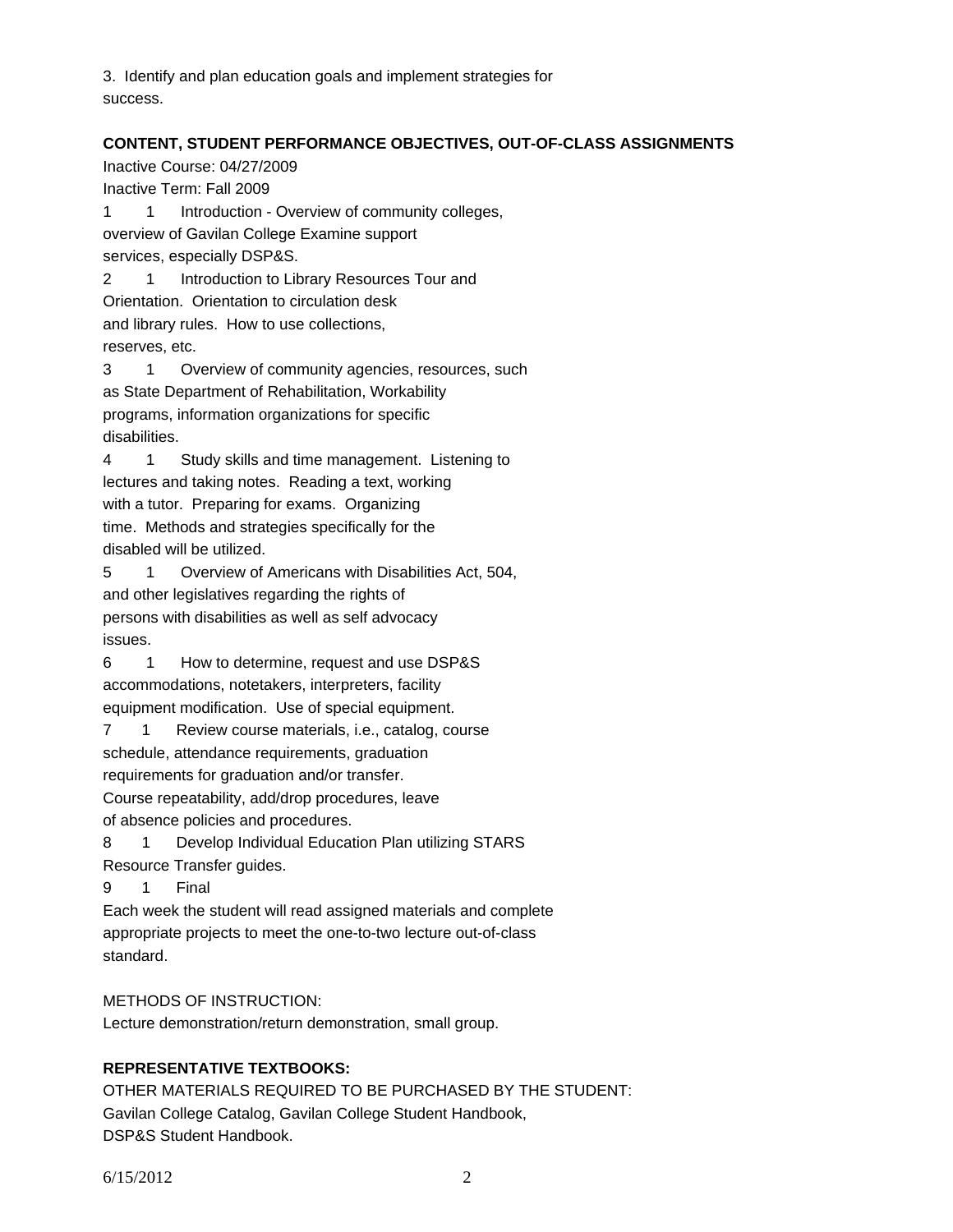3. Identify and plan education goals and implement strategies for success.

**CONTENT, STUDENT PERFORMANCE OBJECTIVES, OUT-OF-CLASS ASSIGNMENTS**

Inactive Course: 04/27/2009

Inactive Term: Fall 2009

1 1 Introduction - Overview of community colleges, overview of Gavilan College Examine support services, especially DSP&S.

2 1 Introduction to Library Resources Tour and Orientation. Orientation to circulation desk and library rules. How to use collections, reserves, etc.

3 1 Overview of community agencies, resources, such as State Department of Rehabilitation, Workability programs, information organizations for specific disabilities.

4 1 Study skills and time management. Listening to lectures and taking notes. Reading a text, working with a tutor. Preparing for exams. Organizing time. Methods and strategies specifically for the disabled will be utilized.

5 1 Overview of Americans with Disabilities Act, 504, and other legislatives regarding the rights of persons with disabilities as well as self advocacy issues.

6 1 How to determine, request and use DSP&S accommodations, notetakers, interpreters, facility equipment modification. Use of special equipment.

7 1 Review course materials, i.e., catalog, course schedule, attendance requirements, graduation requirements for graduation and/or transfer. Course repeatability, add/drop procedures, leave of absence policies and procedures.

8 1 Develop Individual Education Plan utilizing STARS Resource Transfer guides.

9 1 Final

Each week the student will read assigned materials and complete appropriate projects to meet the one-to-two lecture out-of-class standard.

METHODS OF INSTRUCTION:

Lecture demonstration/return demonstration, small group.

**REPRESENTATIVE TEXTBOOKS:**

OTHER MATERIALS REQUIRED TO BE PURCHASED BY THE STUDENT:

Gavilan College Catalog, Gavilan College Student Handbook, DSP&S Student Handbook.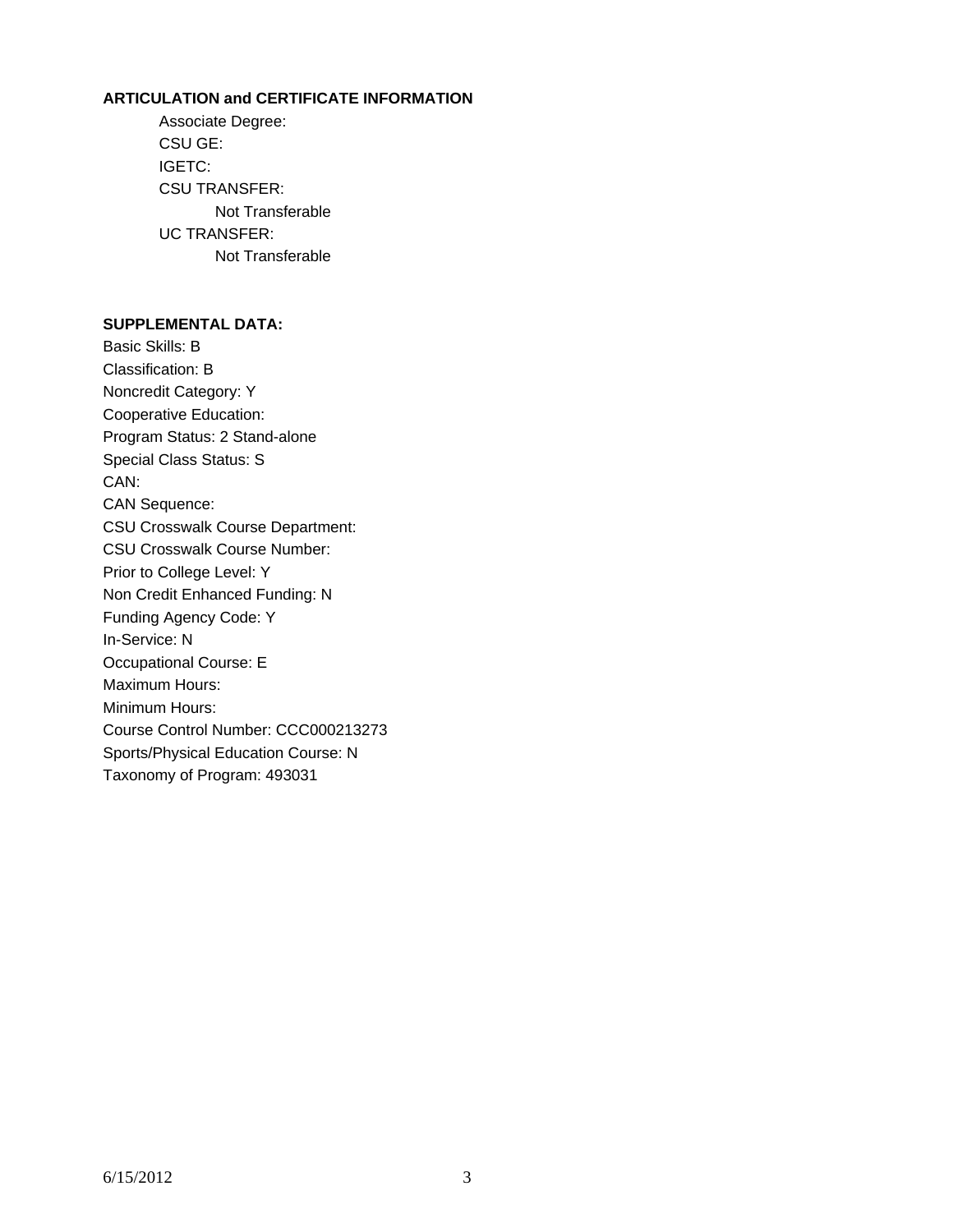**ARTICULATION and CERTIFICATE INFORMATION**

Associate Degree:
CSU GE:
IGETC:
CSU TRANSFER:
    Not Transferable
UC TRANSFER:
    Not Transferable

**SUPPLEMENTAL DATA:**

Basic Skills: B
Classification: B
Noncredit Category: Y
Cooperative Education:
Program Status: 2 Stand-alone
Special Class Status: S
CAN:
CAN Sequence:
CSU Crosswalk Course Department:
CSU Crosswalk Course Number:
Prior to College Level: Y
Non Credit Enhanced Funding: N
Funding Agency Code: Y
In-Service: N
Occupational Course: E
Maximum Hours:
Minimum Hours:
Course Control Number: CCC000213273
Sports/Physical Education Course: N
Taxonomy of Program: 493031